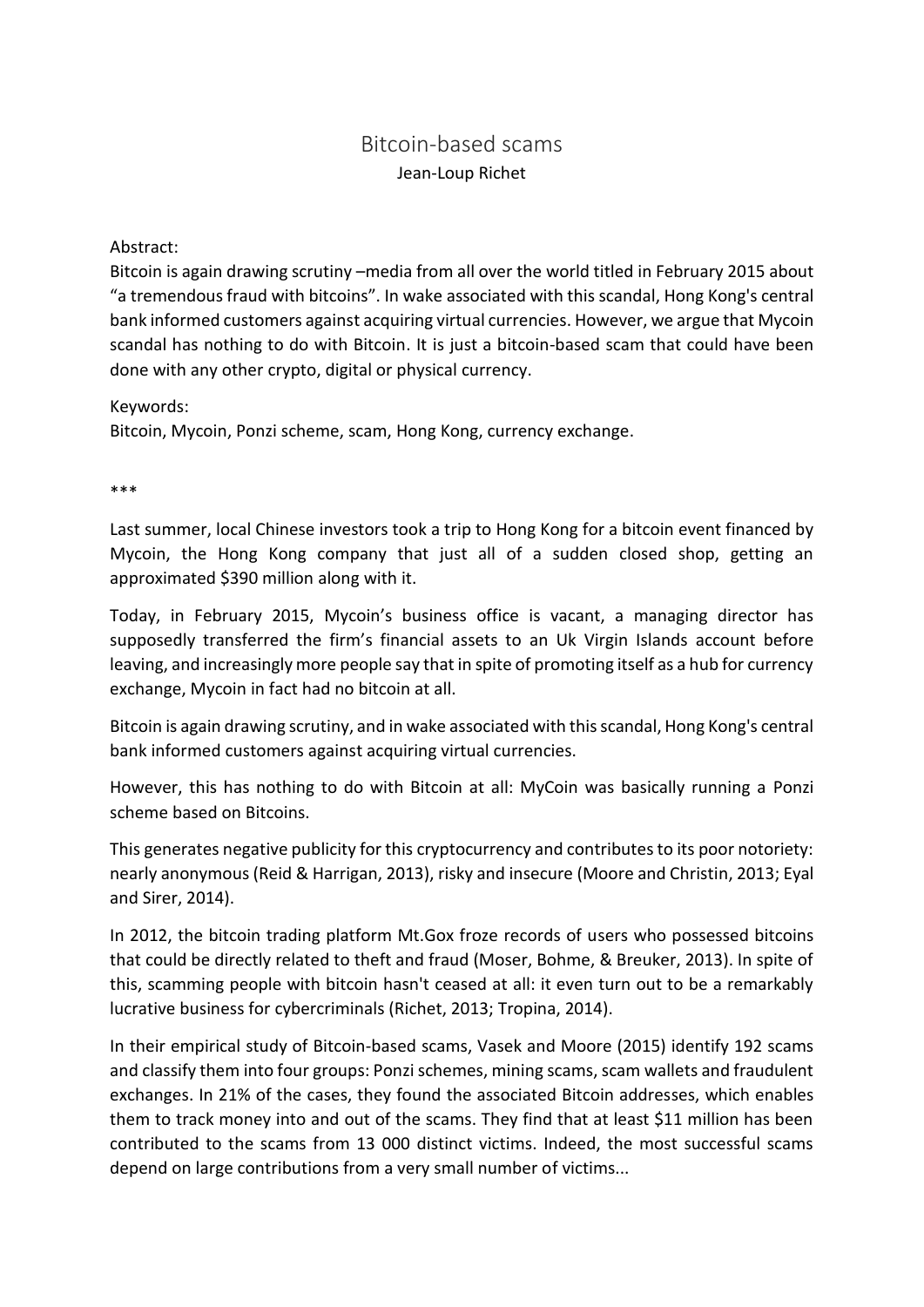# Bitcoin-based scams

Jean-Loup Richet

Abstract:

Bitcoin is again drawing scrutiny –media from all over the world titled in February 2015 about "a tremendous fraud with bitcoins". In wake associated with this scandal, Hong Kong's central bank informed customers against acquiring virtual currencies. However, we argue that Mycoin scandal has nothing to do with Bitcoin. It is just a bitcoin-based scam that could have been done with any other crypto, digital or physical currency.

Keywords:

Bitcoin, Mycoin, Ponzi scheme, scam, Hong Kong, currency exchange.

***

Last summer, local Chinese investors took a trip to Hong Kong for a bitcoin event financed by Mycoin, the Hong Kong company that just all of a sudden closed shop, getting an approximated $390 million along with it.

Today, in February 2015, Mycoin's business office is vacant, a managing director has supposedly transferred the firm's financial assets to an Uk Virgin Islands account before leaving, and increasingly more people say that in spite of promoting itself as a hub for currency exchange, Mycoin in fact had no bitcoin at all.

Bitcoin is again drawing scrutiny, and in wake associated with this scandal, Hong Kong's central bank informed customers against acquiring virtual currencies.

However, this has nothing to do with Bitcoin at all: MyCoin was basically running a Ponzi scheme based on Bitcoins.

This generates negative publicity for this cryptocurrency and contributes to its poor notoriety: nearly anonymous (Reid & Harrigan, 2013), risky and insecure (Moore and Christin, 2013; Eyal and Sirer, 2014).

In 2012, the bitcoin trading platform Mt.Gox froze records of users who possessed bitcoins that could be directly related to theft and fraud (Moser, Bohme, & Breuker, 2013). In spite of this, scamming people with bitcoin hasn't ceased at all: it even turn out to be a remarkably lucrative business for cybercriminals (Richet, 2013; Tropina, 2014).

In their empirical study of Bitcoin-based scams, Vasek and Moore (2015) identify 192 scams and classify them into four groups: Ponzi schemes, mining scams, scam wallets and fraudulent exchanges. In 21% of the cases, they found the associated Bitcoin addresses, which enables them to track money into and out of the scams. They find that at least $11 million has been contributed to the scams from 13 000 distinct victims. Indeed, the most successful scams depend on large contributions from a very small number of victims...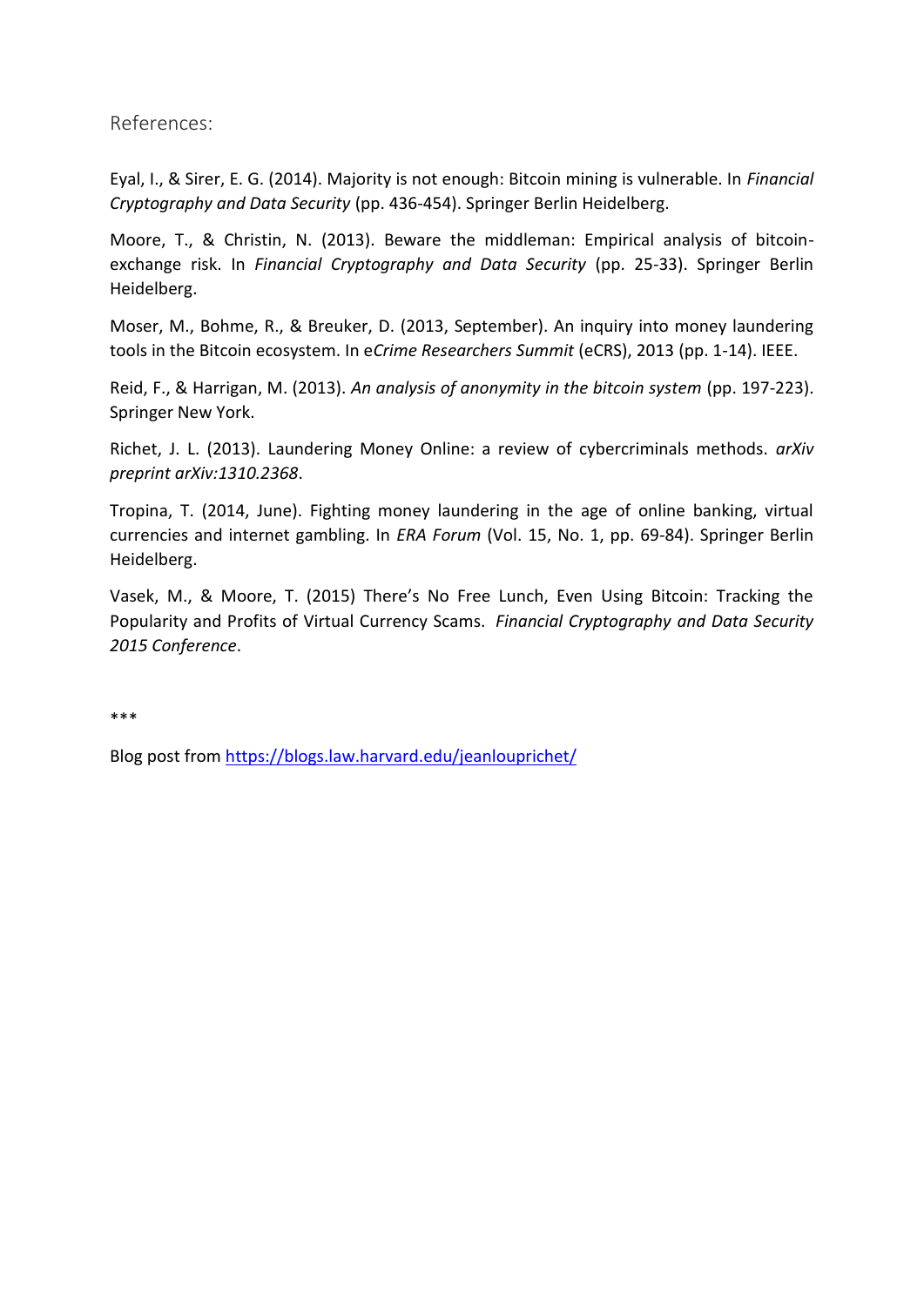References:

Eyal, I., & Sirer, E. G. (2014). Majority is not enough: Bitcoin mining is vulnerable. In *Financial Cryptography and Data Security* (pp. 436-454). Springer Berlin Heidelberg.

Moore, T., & Christin, N. (2013). Beware the middleman: Empirical analysis of bitcoin-exchange risk. In *Financial Cryptography and Data Security* (pp. 25-33). Springer Berlin Heidelberg.

Moser, M., Bohme, R., & Breuker, D. (2013, September). An inquiry into money laundering tools in the Bitcoin ecosystem. In e*Crime Researchers Summit* (eCRS), 2013 (pp. 1-14). IEEE.

Reid, F., & Harrigan, M. (2013). *An analysis of anonymity in the bitcoin system* (pp. 197-223). Springer New York.

Richet, J. L. (2013). Laundering Money Online: a review of cybercriminals methods. *arXiv preprint arXiv:1310.2368*.

Tropina, T. (2014, June). Fighting money laundering in the age of online banking, virtual currencies and internet gambling. In *ERA Forum* (Vol. 15, No. 1, pp. 69-84). Springer Berlin Heidelberg.

Vasek, M., & Moore, T. (2015) There's No Free Lunch, Even Using Bitcoin: Tracking the Popularity and Profits of Virtual Currency Scams. *Financial Cryptography and Data Security 2015 Conference*.

***

Blog post from [https://blogs.law.harvard.edu/jeanlouprichet/](https://blogs.law.harvard.edu/jeanlouprichet/)